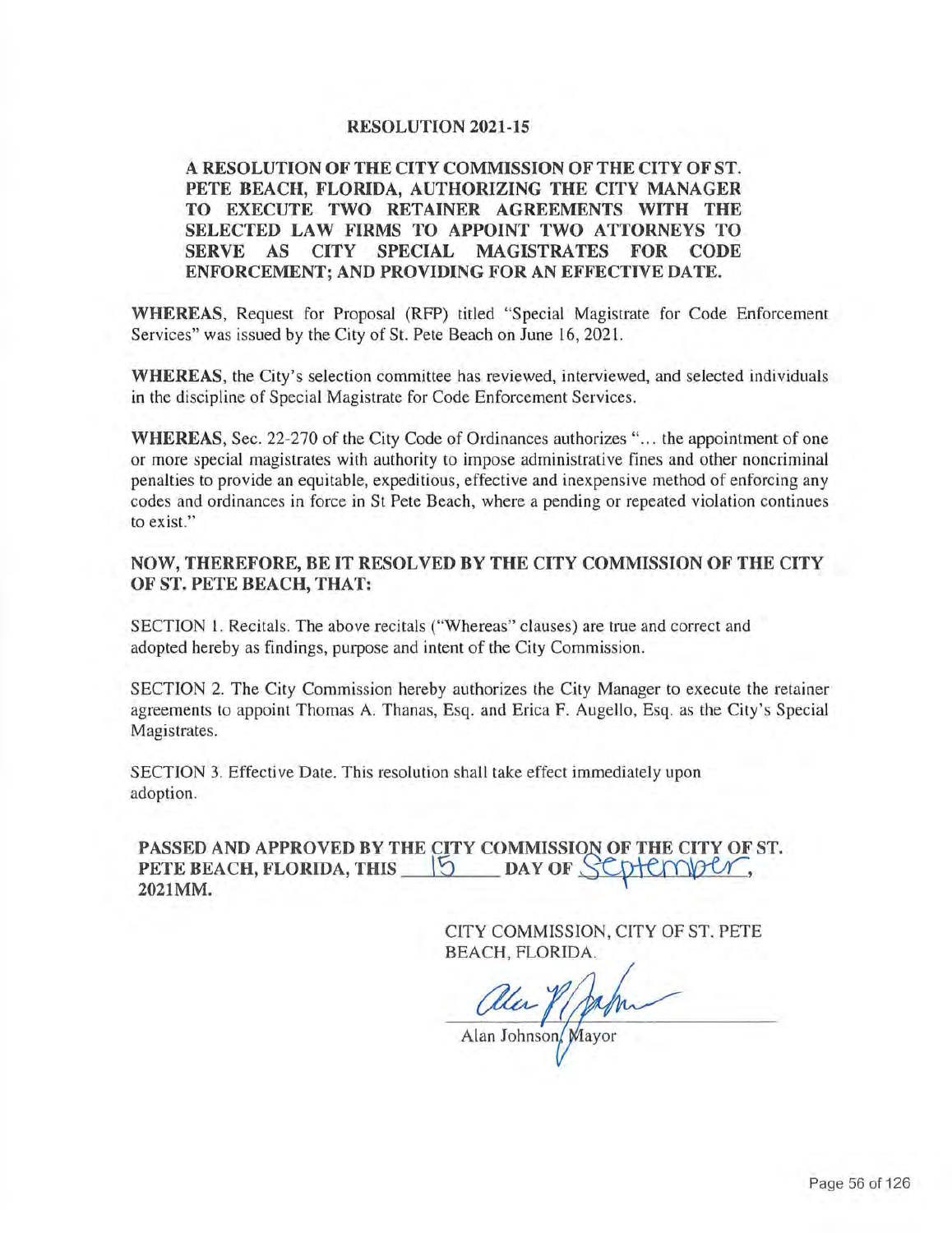# RESOLUTION 2021-15

**A RESOLUTION OF THE CITY COMMISSION OF THE CITY OF ST. PETE BEACH, FLORIDA, AUTHORIZING THE CITY MANAGER TO EXECUTE TWO RETAINER AGREEMENTS WITH THE SELECTED LAW FIRMS TO APPOINT TWO ATTORNEYS TO SERVE AS CITY SPECIAL MAGISTRATES FOR CODE ENFORCEMENT; AND PROVIDING FOR AN EFFECTIVE DATE.**

**WHEREAS**, Request for Proposal (RFP) titled "Special Magistrate for Code Enforcement Services" was issued by the City of St. Pete Beach on June 16, 2021.

**WHEREAS**, the City's selection committee has reviewed, interviewed, and selected individuals in the discipline of Special Magistrate for Code Enforcement Services.

**WHEREAS**, Sec. 22-270 of the City Code of Ordinances authorizes "... the appointment of one or more special magistrates with authority to impose administrative fines and other noncriminal penalties to provide an equitable, expeditious, effective and inexpensive method of enforcing any codes and ordinances in force in St Pete Beach, where a pending or repeated violation continues to exist."

**NOW, THEREFORE, BE IT RESOLVED BY THE CITY COMMISSION OF THE CITY OF ST. PETE BEACH, THAT:**

SECTION 1. Recitals. The above recitals ("Whereas" clauses) are true and correct and adopted hereby as findings, purpose and intent of the City Commission.

SECTION 2. The City Commission hereby authorizes the City Manager to execute the retainer agreements to appoint Thomas A. Thanas, Esq. and Erica F. Augello, Esq. as the City's Special Magistrates.

SECTION 3. Effective Date. This resolution shall take effect immediately upon adoption.

**PASSED AND APPROVED BY THE CITY COMMISSION OF THE CITY OF ST. PETE BEACH, FLORIDA, THIS 15 DAY OF September, 2021MM.**

CITY COMMISSION, CITY OF ST. PETE BEACH, FLORIDA.

Alan Johnson, Mayor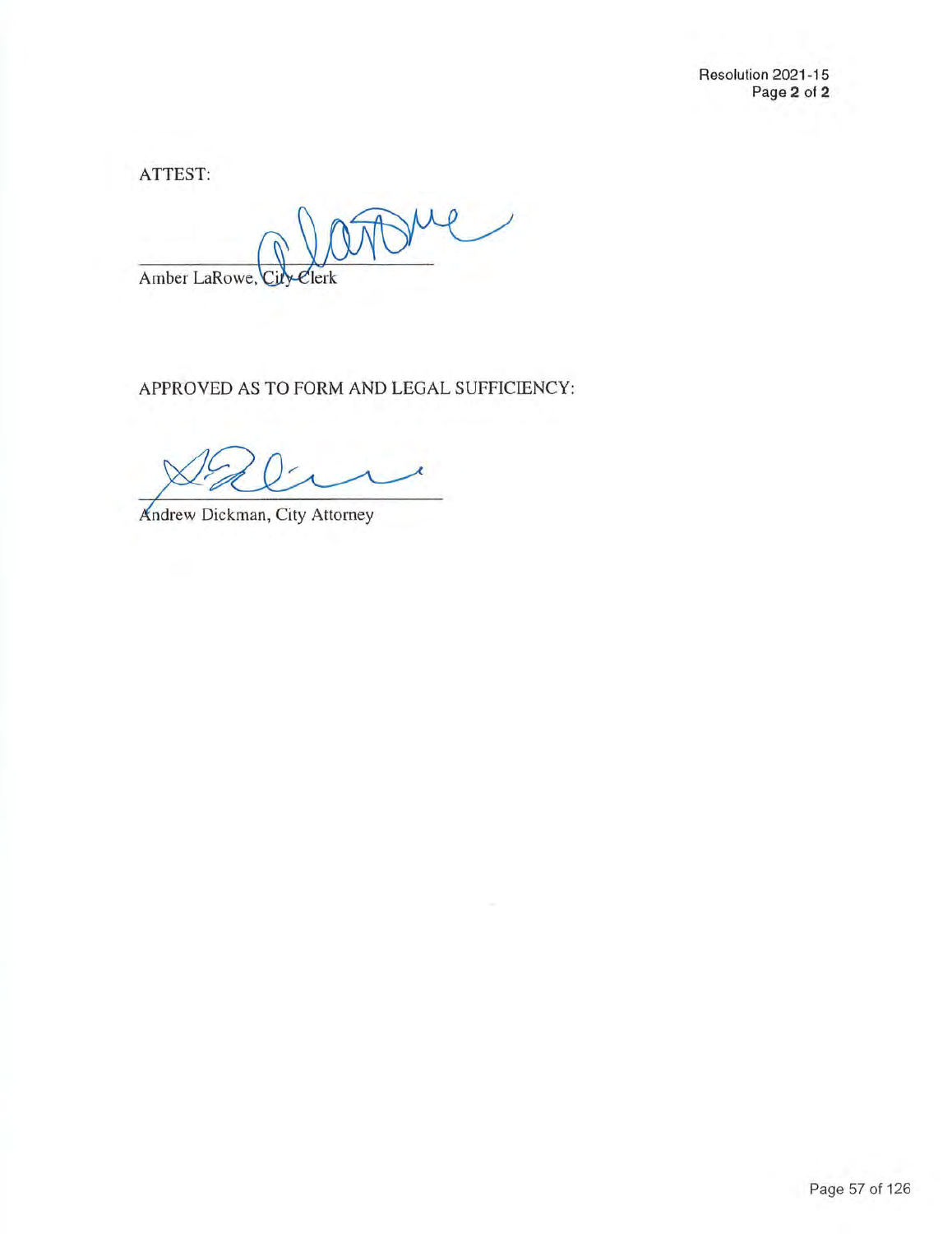ATTEST:

Amber LaRowe, City Clerk

APPROVED AS TO FORM AND LEGAL SUFFICIENCY:

Andrew Dickman, City Attorney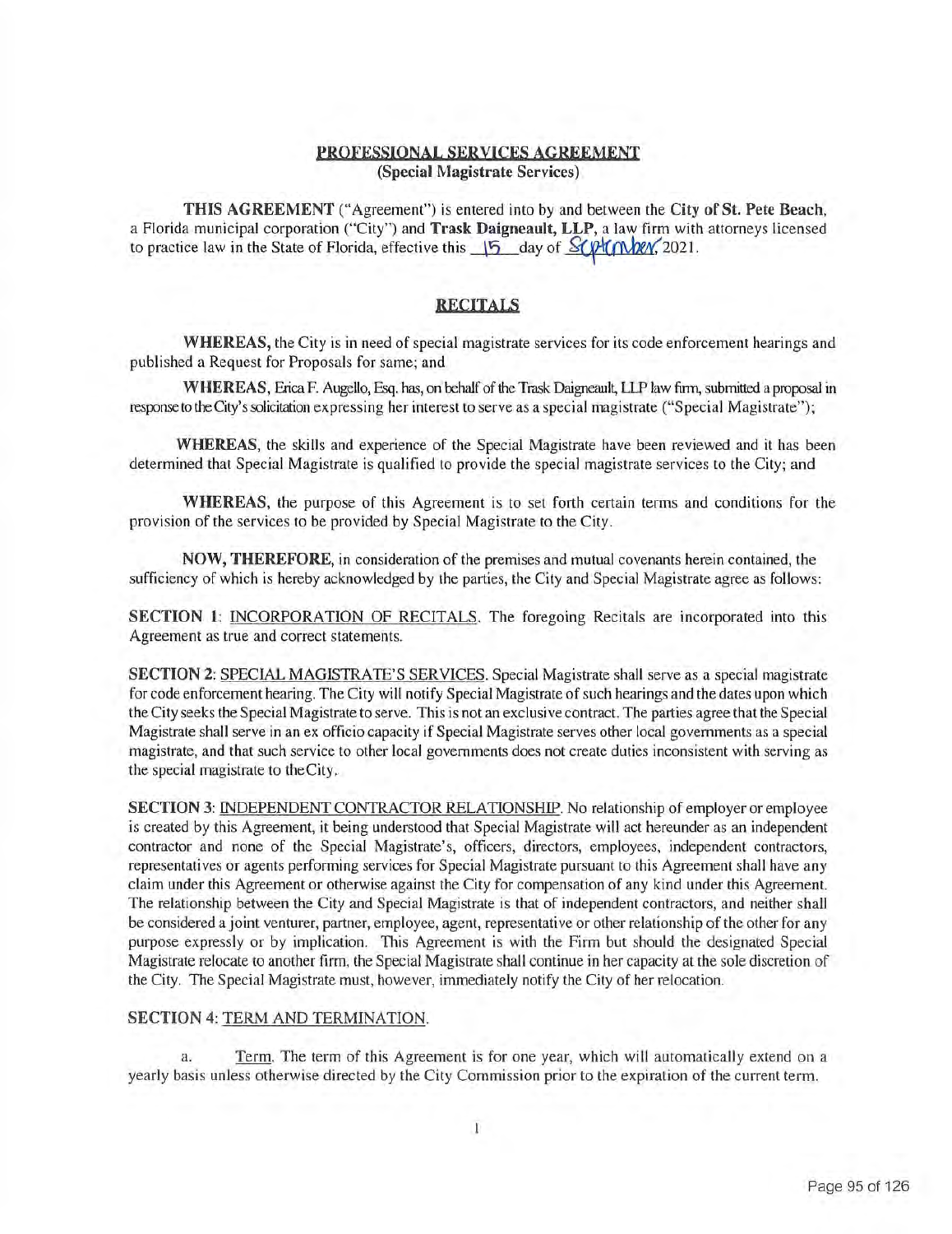**PROFESSIONAL SERVICES AGREEMENT**
**(Special Magistrate Services)**

**THIS AGREEMENT** ("Agreement") is entered into by and between the **City of St. Pete Beach**, a Florida municipal corporation ("City") and **Trask Daigneault, LLP**, a law firm with attorneys licensed to practice law in the State of Florida, effective this 15 day of September, 2021.

## RECITALS

**WHEREAS,** the City is in need of special magistrate services for its code enforcement hearings and published a Request for Proposals for same; and

**WHEREAS,** Erica F. Augello, Esq. has, on behalf of the Trask Daigneault, LLP law firm, submitted a proposal in response to the City's solicitation expressing her interest to serve as a special magistrate ("Special Magistrate");

**WHEREAS,** the skills and experience of the Special Magistrate have been reviewed and it has been determined that Special Magistrate is qualified to provide the special magistrate services to the City; and

**WHEREAS,** the purpose of this Agreement is to set forth certain terms and conditions for the provision of the services to be provided by Special Magistrate to the City.

**NOW, THEREFORE,** in consideration of the premises and mutual covenants herein contained, the sufficiency of which is hereby acknowledged by the parties, the City and Special Magistrate agree as follows:

**SECTION 1**: INCORPORATION OF RECITALS. The foregoing Recitals are incorporated into this Agreement as true and correct statements.

**SECTION 2**: SPECIAL MAGISTRATE'S SERVICES. Special Magistrate shall serve as a special magistrate for code enforcement hearing. The City will notify Special Magistrate of such hearings and the dates upon which the City seeks the Special Magistrate to serve. This is not an exclusive contract. The parties agree that the Special Magistrate shall serve in an ex officio capacity if Special Magistrate serves other local governments as a special magistrate, and that such service to other local governments does not create duties inconsistent with serving as the special magistrate to the City.

**SECTION 3**: INDEPENDENT CONTRACTOR RELATIONSHIP. No relationship of employer or employee is created by this Agreement, it being understood that Special Magistrate will act hereunder as an independent contractor and none of the Special Magistrate's, officers, directors, employees, independent contractors, representatives or agents performing services for Special Magistrate pursuant to this Agreement shall have any claim under this Agreement or otherwise against the City for compensation of any kind under this Agreement. The relationship between the City and Special Magistrate is that of independent contractors, and neither shall be considered a joint venturer, partner, employee, agent, representative or other relationship of the other for any purpose expressly or by implication. This Agreement is with the Firm but should the designated Special Magistrate relocate to another firm, the Special Magistrate shall continue in her capacity at the sole discretion of the City. The Special Magistrate must, however, immediately notify the City of her relocation.

**SECTION 4**: TERM AND TERMINATION.

a. Term. The term of this Agreement is for one year, which will automatically extend on a yearly basis unless otherwise directed by the City Commission prior to the expiration of the current term.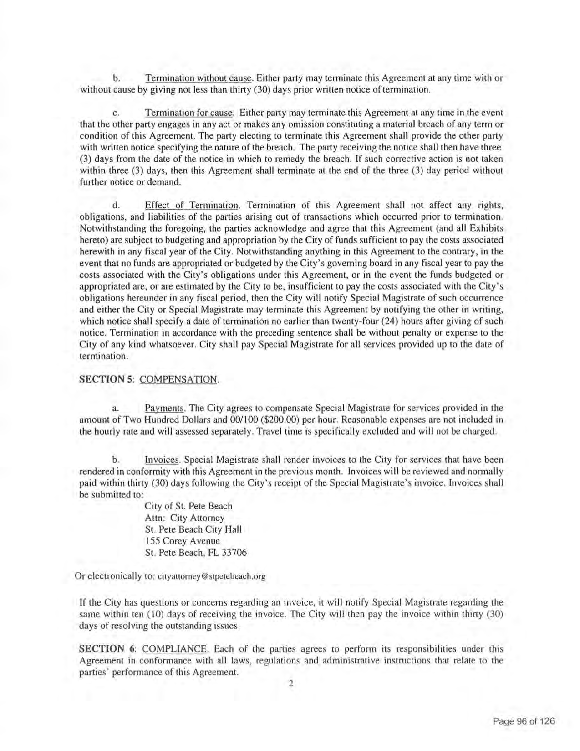b. Termination without cause. Either party may terminate this Agreement at any time with or without cause by giving not less than thirty (30) days prior written notice of termination.

c. Termination for cause. Either party may terminate this Agreement at any time in the event that the other party engages in any act or makes any omission constituting a material breach of any term or condition of this Agreement. The party electing to terminate this Agreement shall provide the other party with written notice specifying the nature of the breach. The party receiving the notice shall then have three (3) days from the date of the notice in which to remedy the breach. If such corrective action is not taken within three (3) days, then this Agreement shall terminate at the end of the three (3) day period without further notice or demand.

d. Effect of Termination. Termination of this Agreement shall not affect any rights, obligations, and liabilities of the parties arising out of transactions which occurred prior to termination. Notwithstanding the foregoing, the parties acknowledge and agree that this Agreement (and all Exhibits hereto) are subject to budgeting and appropriation by the City of funds sufficient to pay the costs associated herewith in any fiscal year of the City. Notwithstanding anything in this Agreement to the contrary, in the event that no funds are appropriated or budgeted by the City's governing board in any fiscal year to pay the costs associated with the City's obligations under this Agreement, or in the event the funds budgeted or appropriated are, or are estimated by the City to be, insufficient to pay the costs associated with the City's obligations hereunder in any fiscal period, then the City will notify Special Magistrate of such occurrence and either the City or Special Magistrate may terminate this Agreement by notifying the other in writing, which notice shall specify a date of termination no earlier than twenty-four (24) hours after giving of such notice. Termination in accordance with the preceding sentence shall be without penalty or expense to the City of any kind whatsoever. City shall pay Special Magistrate for all services provided up to the date of termination.

**SECTION 5**: COMPENSATION.

a. Payments. The City agrees to compensate Special Magistrate for services provided in the amount of Two Hundred Dollars and 00/100 ($200.00) per hour. Reasonable expenses are not included in the hourly rate and will assessed separately. Travel time is specifically excluded and will not be charged.

b. Invoices. Special Magistrate shall render invoices to the City for services that have been rendered in conformity with this Agreement in the previous month. Invoices will be reviewed and normally paid within thirty (30) days following the City's receipt of the Special Magistrate's invoice. Invoices shall be submitted to:

City of St. Pete Beach
Attn: City Attorney
St. Pete Beach City Hall
155 Corey Avenue
St. Pete Beach, FL 33706

Or electronically to: cityattorney@stpetebeach.org

If the City has questions or concerns regarding an invoice, it will notify Special Magistrate regarding the same within ten (10) days of receiving the invoice. The City will then pay the invoice within thirty (30) days of resolving the outstanding issues.

**SECTION 6**: COMPLIANCE. Each of the parties agrees to perform its responsibilities under this Agreement in conformance with all laws, regulations and administrative instructions that relate to the parties' performance of this Agreement.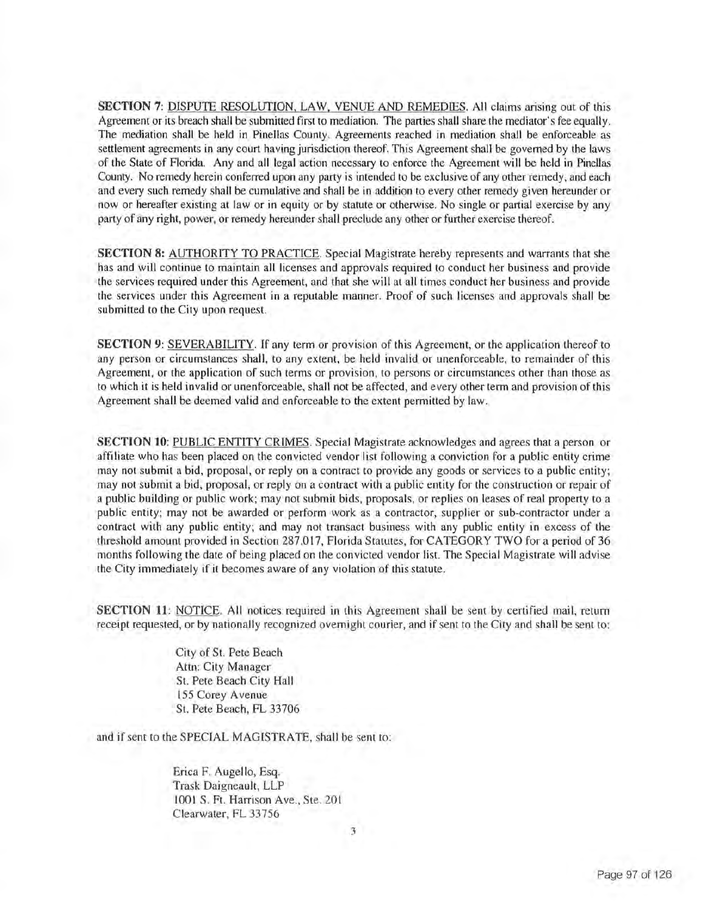**SECTION 7**: <u>DISPUTE RESOLUTION, LAW, VENUE AND REMEDIES</u>. All claims arising out of this Agreement or its breach shall be submitted first to mediation. The parties shall share the mediator's fee equally. The mediation shall be held in Pinellas County. Agreements reached in mediation shall be enforceable as settlement agreements in any court having jurisdiction thereof. This Agreement shall be governed by the laws of the State of Florida. Any and all legal action necessary to enforce the Agreement will be held in Pinellas County. No remedy herein conferred upon any party is intended to be exclusive of any other remedy, and each and every such remedy shall be cumulative and shall be in addition to every other remedy given hereunder or now or hereafter existing at law or in equity or by statute or otherwise. No single or partial exercise by any party of any right, power, or remedy hereunder shall preclude any other or further exercise thereof.

**SECTION 8:** <u>AUTHORITY TO PRACTICE</u>. Special Magistrate hereby represents and warrants that she has and will continue to maintain all licenses and approvals required to conduct her business and provide the services required under this Agreement, and that she will at all times conduct her business and provide the services under this Agreement in a reputable manner. Proof of such licenses and approvals shall be submitted to the City upon request.

**SECTION 9**: <u>SEVERABILITY</u>. If any term or provision of this Agreement, or the application thereof to any person or circumstances shall, to any extent, be held invalid or unenforceable, to remainder of this Agreement, or the application of such terms or provision, to persons or circumstances other than those as to which it is held invalid or unenforceable, shall not be affected, and every other term and provision of this Agreement shall be deemed valid and enforceable to the extent permitted by law.

**SECTION 10**: <u>PUBLIC ENTITY CRIMES</u>. Special Magistrate acknowledges and agrees that a person or affiliate who has been placed on the convicted vendor list following a conviction for a public entity crime may not submit a bid, proposal, or reply on a contract to provide any goods or services to a public entity; may not submit a bid, proposal, or reply on a contract with a public entity for the construction or repair of a public building or public work; may not submit bids, proposals, or replies on leases of real property to a public entity; may not be awarded or perform work as a contractor, supplier or sub-contractor under a contract with any public entity; and may not transact business with any public entity in excess of the threshold amount provided in Section 287.017, Florida Statutes, for CATEGORY TWO for a period of 36 months following the date of being placed on the convicted vendor list. The Special Magistrate will advise the City immediately if it becomes aware of any violation of this statute.

**SECTION 11**: <u>NOTICE</u>. All notices required in this Agreement shall be sent by certified mail, return receipt requested, or by nationally recognized overnight courier, and if sent to the City and shall be sent to:

City of St. Pete Beach
Attn: City Manager
St. Pete Beach City Hall
155 Corey Avenue
St. Pete Beach, FL 33706

and if sent to the SPECIAL MAGISTRATE, shall be sent to:

Erica F. Augello, Esq.
Trask Daigneault, LLP
1001 S. Ft. Harrison Ave., Ste. 201
Clearwater, FL 33756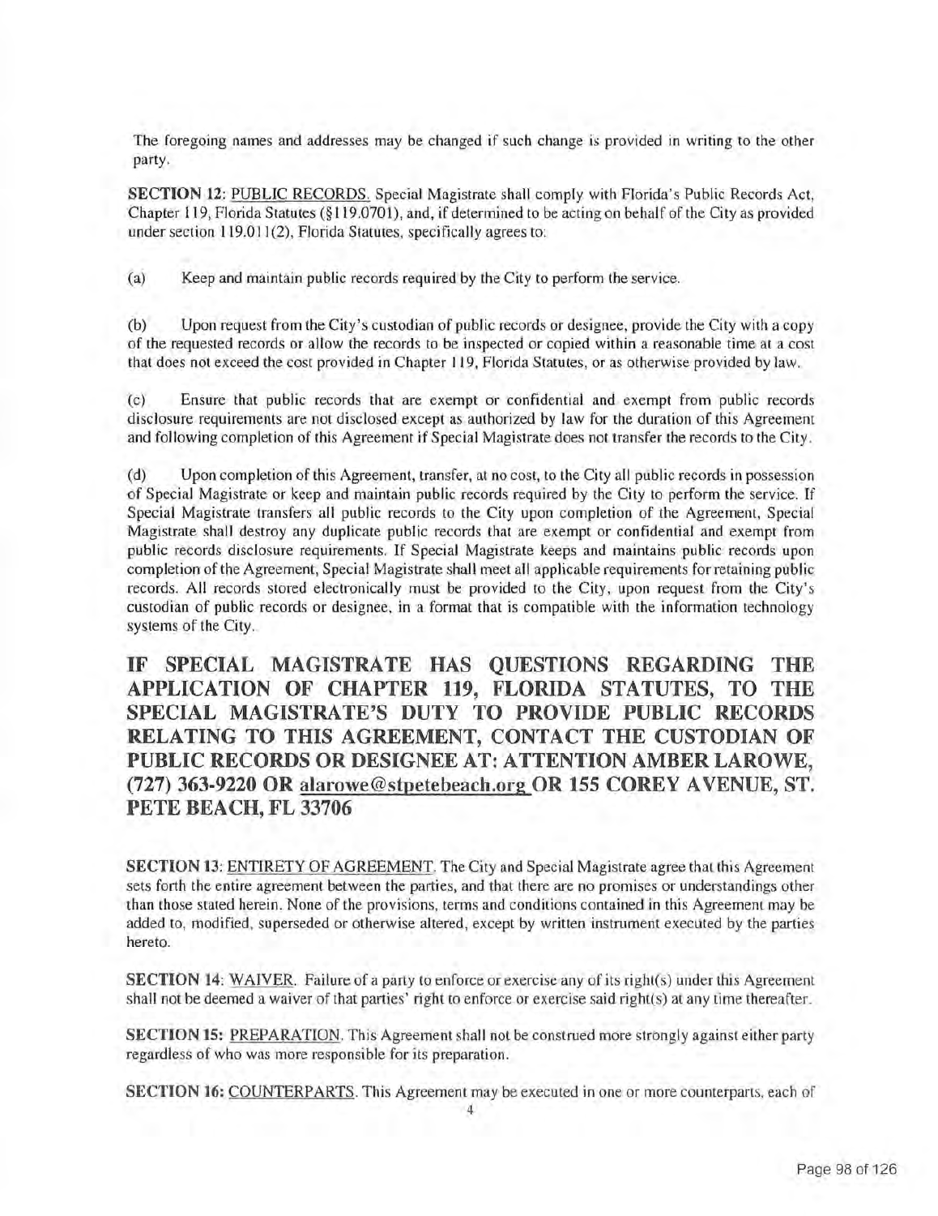The foregoing names and addresses may be changed if such change is provided in writing to the other party.

**SECTION 12**: PUBLIC RECORDS. Special Magistrate shall comply with Florida's Public Records Act, Chapter 119, Florida Statutes (§119.0701), and, if determined to be acting on behalf of the City as provided under section 119.011(2), Florida Statutes, specifically agrees to:

(a) Keep and maintain public records required by the City to perform the service.

(b) Upon request from the City's custodian of public records or designee, provide the City with a copy of the requested records or allow the records to be inspected or copied within a reasonable time at a cost that does not exceed the cost provided in Chapter 119, Florida Statutes, or as otherwise provided by law.

(c) Ensure that public records that are exempt or confidential and exempt from public records disclosure requirements are not disclosed except as authorized by law for the duration of this Agreement and following completion of this Agreement if Special Magistrate does not transfer the records to the City.

(d) Upon completion of this Agreement, transfer, at no cost, to the City all public records in possession of Special Magistrate or keep and maintain public records required by the City to perform the service. If Special Magistrate transfers all public records to the City upon completion of the Agreement, Special Magistrate shall destroy any duplicate public records that are exempt or confidential and exempt from public records disclosure requirements. If Special Magistrate keeps and maintains public records upon completion of the Agreement, Special Magistrate shall meet all applicable requirements for retaining public records. All records stored electronically must be provided to the City, upon request from the City's custodian of public records or designee, in a format that is compatible with the information technology systems of the City.

**IF SPECIAL MAGISTRATE HAS QUESTIONS REGARDING THE APPLICATION OF CHAPTER 119, FLORIDA STATUTES, TO THE SPECIAL MAGISTRATE'S DUTY TO PROVIDE PUBLIC RECORDS RELATING TO THIS AGREEMENT, CONTACT THE CUSTODIAN OF PUBLIC RECORDS OR DESIGNEE AT: ATTENTION AMBER LAROWE, (727) 363-9220 OR alarowe@stpetebeach.org OR 155 COREY AVENUE, ST. PETE BEACH, FL 33706**

**SECTION 13**: ENTIRETY OF AGREEMENT. The City and Special Magistrate agree that this Agreement sets forth the entire agreement between the parties, and that there are no promises or understandings other than those stated herein. None of the provisions, terms and conditions contained in this Agreement may be added to, modified, superseded or otherwise altered, except by written instrument executed by the parties hereto.

**SECTION 14**: WAIVER. Failure of a party to enforce or exercise any of its right(s) under this Agreement shall not be deemed a waiver of that parties' right to enforce or exercise said right(s) at any time thereafter.

**SECTION 15:** PREPARATION. This Agreement shall not be construed more strongly against either party regardless of who was more responsible for its preparation.

**SECTION 16:** COUNTERPARTS. This Agreement may be executed in one or more counterparts, each of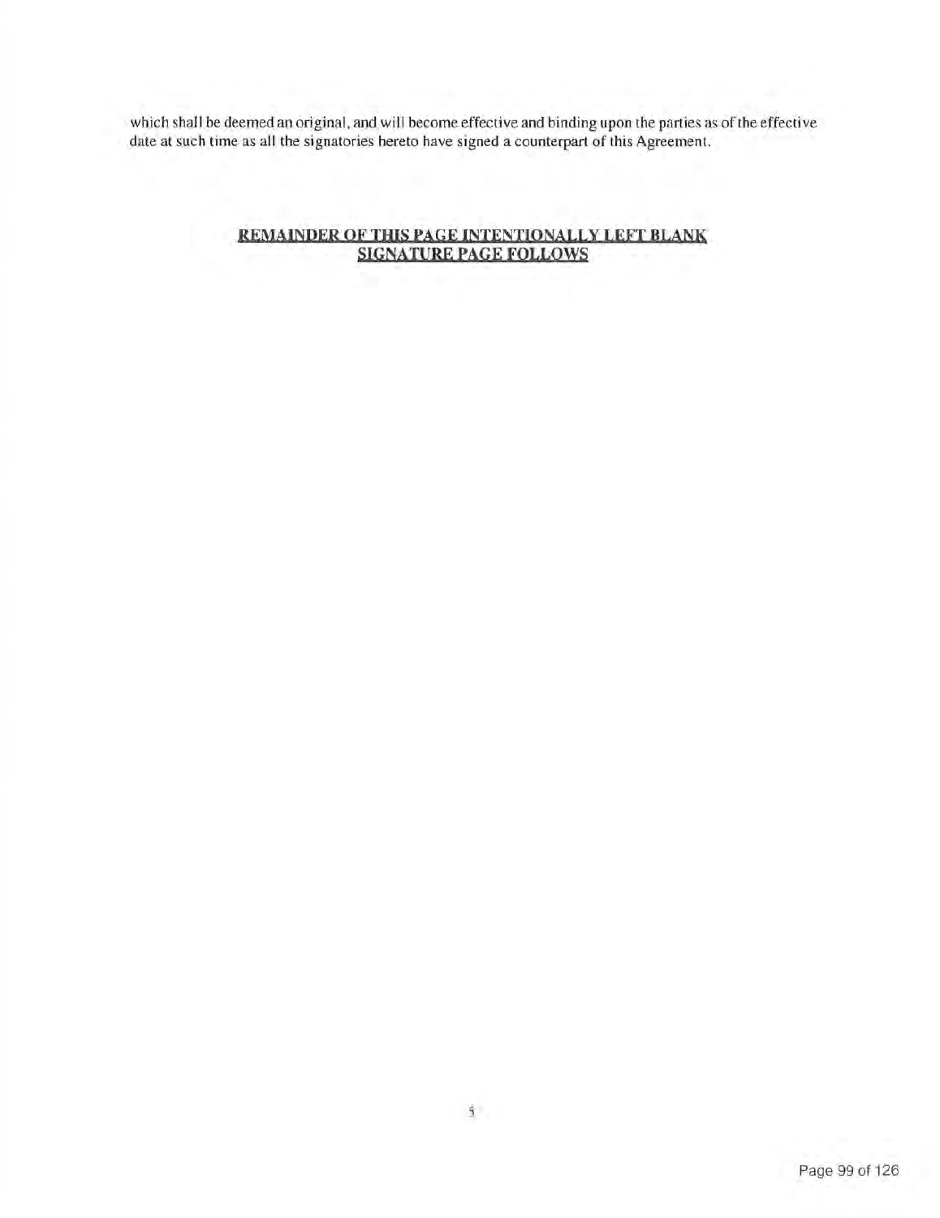which shall be deemed an original, and will become effective and binding upon the parties as of the effective date at such time as all the signatories hereto have signed a counterpart of this Agreement.

**REMAINDER OF THIS PAGE INTENTIONALLY LEFT BLANK**
**SIGNATURE PAGE FOLLOWS**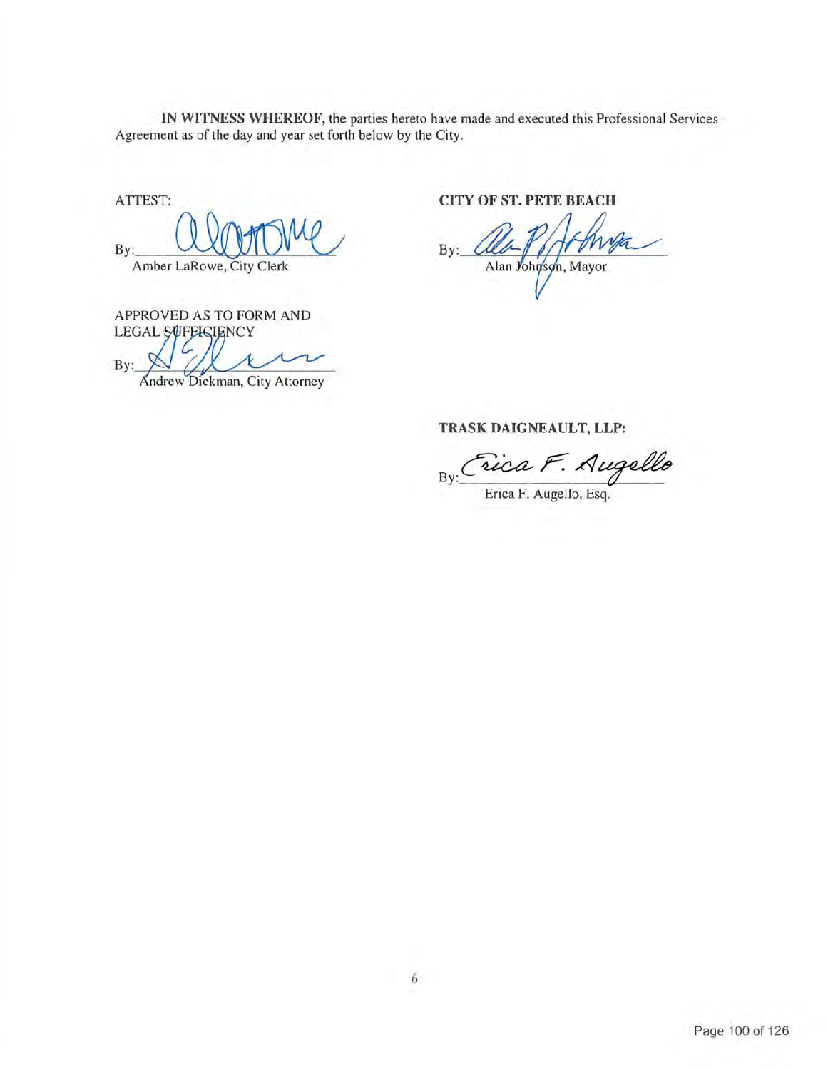**IN WITNESS WHEREOF**, the parties hereto have made and executed this Professional Services Agreement as of the day and year set forth below by the City.

ATTEST:

By: ______________________
Amber LaRowe, City Clerk

APPROVED AS TO FORM AND LEGAL SUFFICIENCY

By: ______________________
Andrew Dickman, City Attorney

**CITY OF ST. PETE BEACH**

By: ______________________
Alan Johnson, Mayor

**TRASK DAIGNEAULT, LLP:**

By: ______________________
Erica F. Augello, Esq.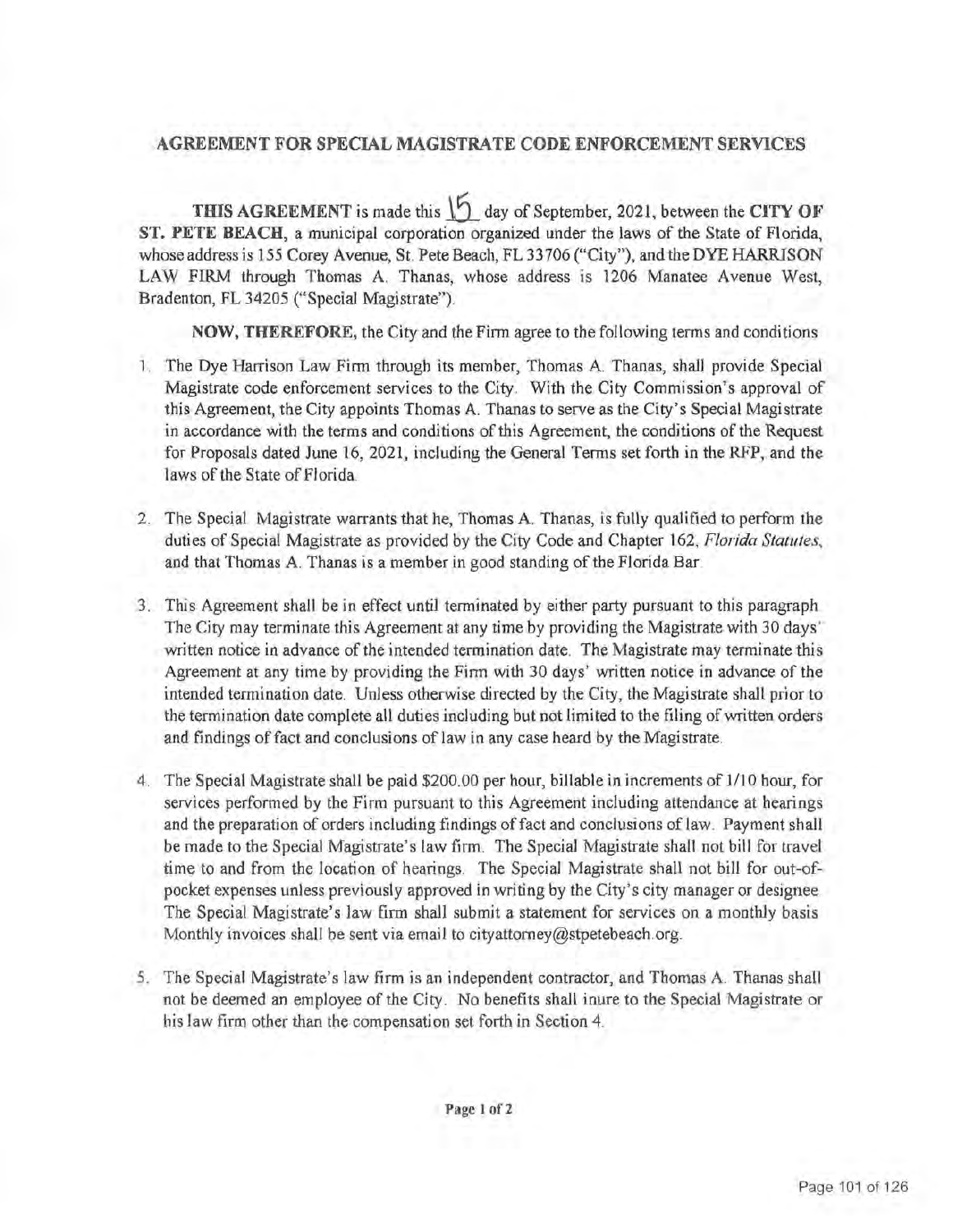## AGREEMENT FOR SPECIAL MAGISTRATE CODE ENFORCEMENT SERVICES

**THIS AGREEMENT** is made this 15 day of September, 2021, between the **CITY OF ST. PETE BEACH**, a municipal corporation organized under the laws of the State of Florida, whose address is 155 Corey Avenue, St. Pete Beach, FL 33706 ("City"), and the **DYE HARRISON LAW FIRM** through Thomas A. Thanas, whose address is 1206 Manatee Avenue West, Bradenton, FL 34205 ("Special Magistrate").

**NOW, THEREFORE,** the City and the Firm agree to the following terms and conditions

1. The Dye Harrison Law Firm through its member, Thomas A. Thanas, shall provide Special Magistrate code enforcement services to the City. With the City Commission's approval of this Agreement, the City appoints Thomas A. Thanas to serve as the City's Special Magistrate in accordance with the terms and conditions of this Agreement, the conditions of the Request for Proposals dated June 16, 2021, including the General Terms set forth in the RFP, and the laws of the State of Florida.

2. The Special Magistrate warrants that he, Thomas A. Thanas, is fully qualified to perform the duties of Special Magistrate as provided by the City Code and Chapter 162, *Florida Statutes*, and that Thomas A. Thanas is a member in good standing of the Florida Bar.

3. This Agreement shall be in effect until terminated by either party pursuant to this paragraph. The City may terminate this Agreement at any time by providing the Magistrate with 30 days' written notice in advance of the intended termination date. The Magistrate may terminate this Agreement at any time by providing the Firm with 30 days' written notice in advance of the intended termination date. Unless otherwise directed by the City, the Magistrate shall prior to the termination date complete all duties including but not limited to the filing of written orders and findings of fact and conclusions of law in any case heard by the Magistrate.

4. The Special Magistrate shall be paid $200.00 per hour, billable in increments of 1/10 hour, for services performed by the Firm pursuant to this Agreement including attendance at hearings and the preparation of orders including findings of fact and conclusions of law. Payment shall be made to the Special Magistrate's law firm. The Special Magistrate shall not bill for travel time to and from the location of hearings. The Special Magistrate shall not bill for out-of-pocket expenses unless previously approved in writing by the City's city manager or designee. The Special Magistrate's law firm shall submit a statement for services on a monthly basis. Monthly invoices shall be sent via email to cityattorney@stpetebeach.org.

5. The Special Magistrate's law firm is an independent contractor, and Thomas A. Thanas shall not be deemed an employee of the City. No benefits shall inure to the Special Magistrate or his law firm other than the compensation set forth in Section 4.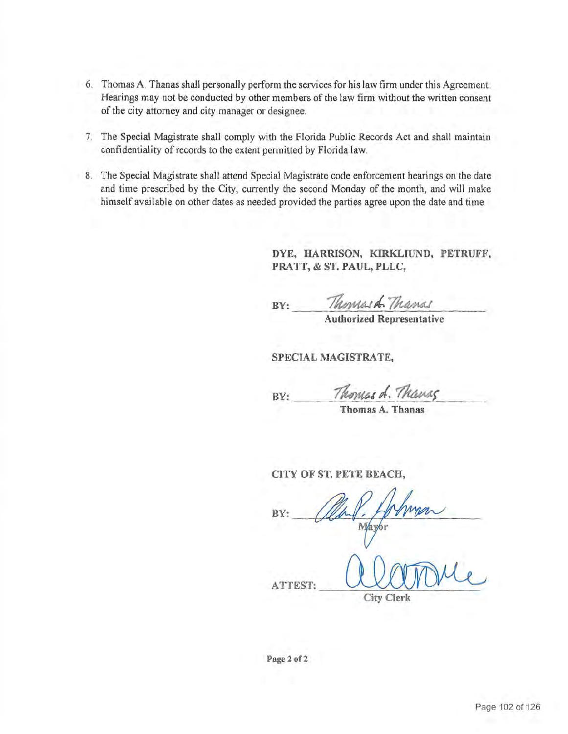6. Thomas A. Thanas shall personally perform the services for his law firm under this Agreement. Hearings may not be conducted by other members of the law firm without the written consent of the city attorney and city manager or designee.

7. The Special Magistrate shall comply with the Florida Public Records Act and shall maintain confidentiality of records to the extent permitted by Florida law.

8. The Special Magistrate shall attend Special Magistrate code enforcement hearings on the date and time prescribed by the City, currently the second Monday of the month, and will make himself available on other dates as needed provided the parties agree upon the date and time

**DYE, HARRISON, KIRKLIUND, PETRUFF, PRATT, & ST. PAUL, PLLC,**

BY: Thomas A. Thanas
**Authorized Representative**

**SPECIAL MAGISTRATE,**

BY: Thomas A. Thanas
**Thomas A. Thanas**

**CITY OF ST. PETE BEACH,**

BY: ____________________
Mayor

ATTEST: ____________________
City Clerk

**Page 2 of 2**